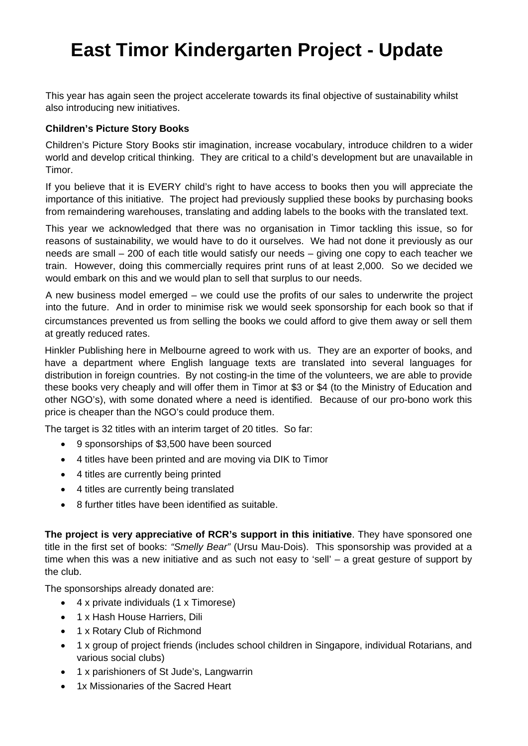# East Timor Kindergarten Project - Update

This year has again seen the project accelerate towards its final objective of sustainability whilst also introducing new initiatives.

**Children's Picture Story Books**

Children's Picture Story Books stir imagination, increase vocabulary, introduce children to a wider world and develop critical thinking. They are critical to a child's development but are unavailable in Timor.

If you believe that it is EVERY child's right to have access to books then you will appreciate the importance of this initiative. The project had previously supplied these books by purchasing books from remaindering warehouses, translating and adding labels to the books with the translated text.

This year we acknowledged that there was no organisation in Timor tackling this issue, so for reasons of sustainability, we would have to do it ourselves. We had not done it previously as our needs are small – 200 of each title would satisfy our needs – giving one copy to each teacher we train. However, doing this commercially requires print runs of at least 2,000. So we decided we would embark on this and we would plan to sell that surplus to our needs.

A new business model emerged – we could use the profits of our sales to underwrite the project into the future. And in order to minimise risk we would seek sponsorship for each book so that if circumstances prevented us from selling the books we could afford to give them away or sell them at greatly reduced rates.

Hinkler Publishing here in Melbourne agreed to work with us. They are an exporter of books, and have a department where English language texts are translated into several languages for distribution in foreign countries. By not costing-in the time of the volunteers, we are able to provide these books very cheaply and will offer them in Timor at $3 or $4 (to the Ministry of Education and other NGO's), with some donated where a need is identified. Because of our pro-bono work this price is cheaper than the NGO's could produce them.

The target is 32 titles with an interim target of 20 titles. So far:

- 9 sponsorships of $3,500 have been sourced
- 4 titles have been printed and are moving via DIK to Timor
- 4 titles are currently being printed
- 4 titles are currently being translated
- 8 further titles have been identified as suitable.

**The project is very appreciative of RCR's support in this initiative**. They have sponsored one title in the first set of books: *"Smelly Bear"* (Ursu Mau-Dois). This sponsorship was provided at a time when this was a new initiative and as such not easy to 'sell' – a great gesture of support by the club.

The sponsorships already donated are:

- 4 x private individuals (1 x Timorese)
- 1 x Hash House Harriers, Dili
- 1 x Rotary Club of Richmond
- 1 x group of project friends (includes school children in Singapore, individual Rotarians, and various social clubs)
- 1 x parishioners of St Jude's, Langwarrin
- 1x Missionaries of the Sacred Heart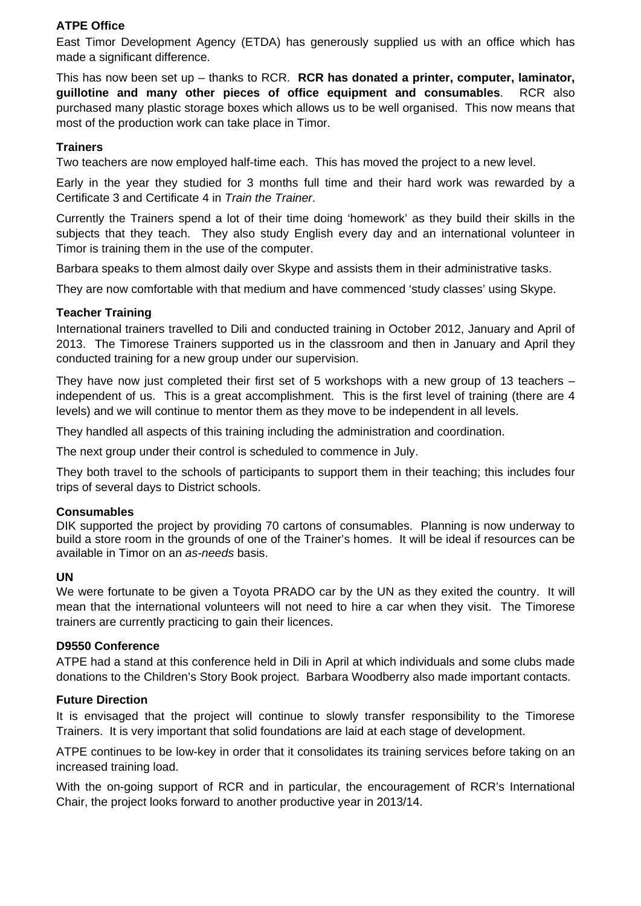**ATPE Office**

East Timor Development Agency (ETDA) has generously supplied us with an office which has made a significant difference.

This has now been set up – thanks to RCR. **RCR has donated a printer, computer, laminator, guillotine and many other pieces of office equipment and consumables**. RCR also purchased many plastic storage boxes which allows us to be well organised. This now means that most of the production work can take place in Timor.

**Trainers**

Two teachers are now employed half-time each. This has moved the project to a new level.

Early in the year they studied for 3 months full time and their hard work was rewarded by a Certificate 3 and Certificate 4 in *Train the Trainer*.

Currently the Trainers spend a lot of their time doing 'homework' as they build their skills in the subjects that they teach. They also study English every day and an international volunteer in Timor is training them in the use of the computer.

Barbara speaks to them almost daily over Skype and assists them in their administrative tasks.

They are now comfortable with that medium and have commenced 'study classes' using Skype.

**Teacher Training**

International trainers travelled to Dili and conducted training in October 2012, January and April of 2013. The Timorese Trainers supported us in the classroom and then in January and April they conducted training for a new group under our supervision.

They have now just completed their first set of 5 workshops with a new group of 13 teachers – independent of us. This is a great accomplishment. This is the first level of training (there are 4 levels) and we will continue to mentor them as they move to be independent in all levels.

They handled all aspects of this training including the administration and coordination.

The next group under their control is scheduled to commence in July.

They both travel to the schools of participants to support them in their teaching; this includes four trips of several days to District schools.

**Consumables**

DIK supported the project by providing 70 cartons of consumables. Planning is now underway to build a store room in the grounds of one of the Trainer's homes. It will be ideal if resources can be available in Timor on an *as-needs* basis.

**UN**

We were fortunate to be given a Toyota PRADO car by the UN as they exited the country. It will mean that the international volunteers will not need to hire a car when they visit. The Timorese trainers are currently practicing to gain their licences.

**D9550 Conference**

ATPE had a stand at this conference held in Dili in April at which individuals and some clubs made donations to the Children's Story Book project. Barbara Woodberry also made important contacts.

**Future Direction**

It is envisaged that the project will continue to slowly transfer responsibility to the Timorese Trainers. It is very important that solid foundations are laid at each stage of development.

ATPE continues to be low-key in order that it consolidates its training services before taking on an increased training load.

With the on-going support of RCR and in particular, the encouragement of RCR's International Chair, the project looks forward to another productive year in 2013/14.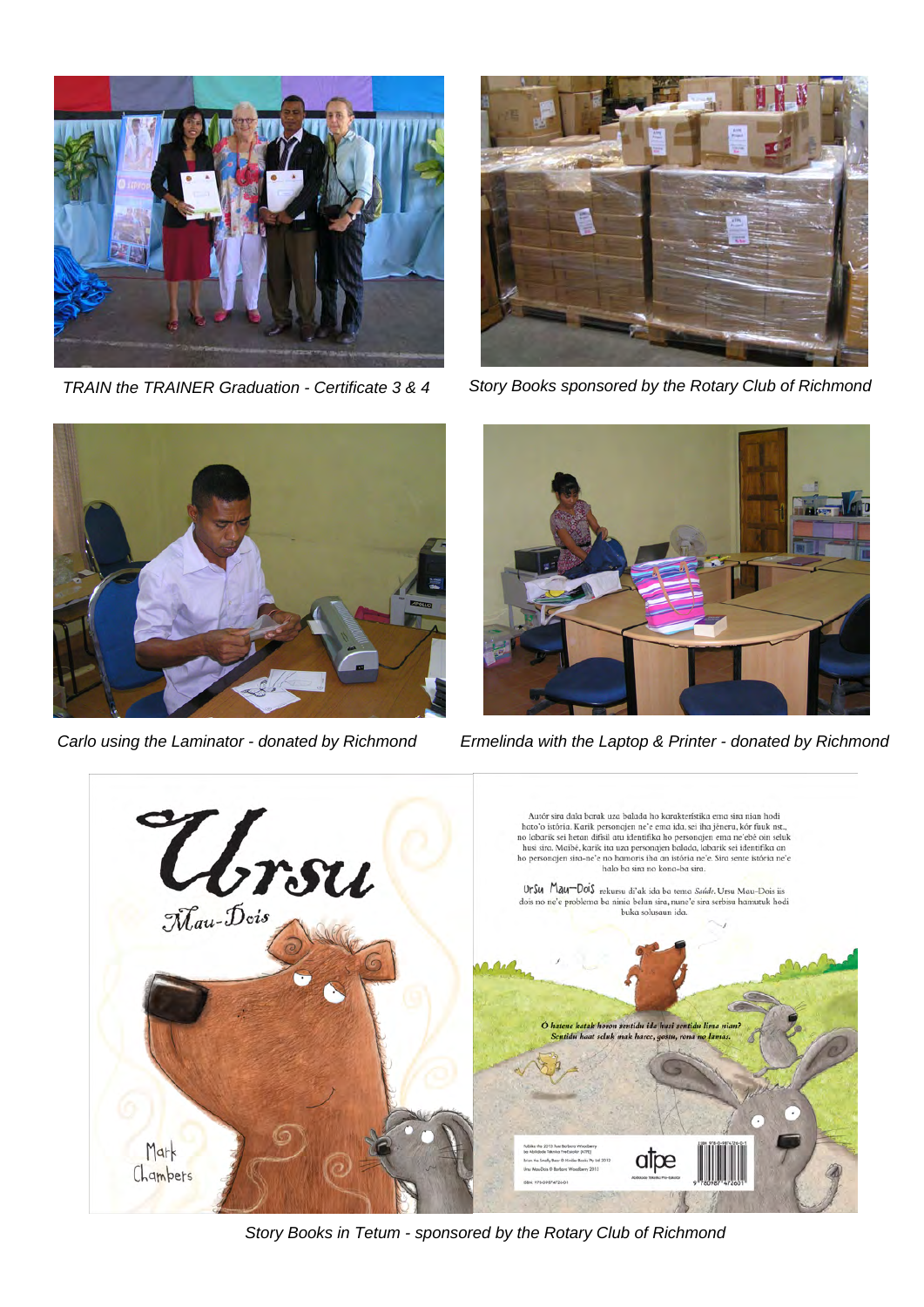TRAIN the TRAINER Graduation - Certificate 3 & 4

Story Books sponsored by the Rotary Club of Richmond

Carlo using the Laminator - donated by Richmond

Ermelinda with the Laptop & Printer - donated by Richmond

Story Books in Tetum - sponsored by the Rotary Club of Richmond